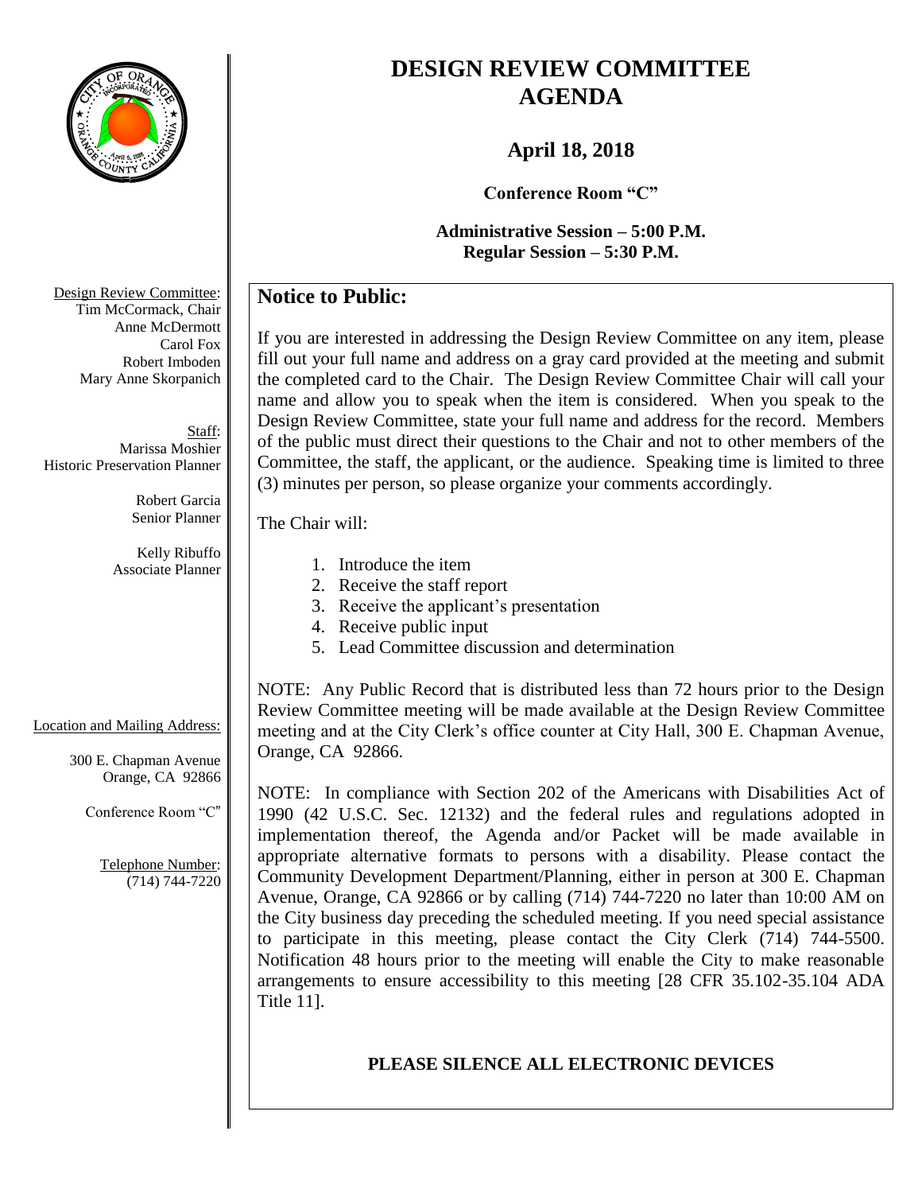# DESIGN REVIEW COMMITTEE AGENDA

## April 18, 2018

**Conference Room "C"**

**Administrative Session – 5:00 P.M.**
**Regular Session – 5:30 P.M.**

Design Review Committee:
Tim McCormack, Chair
Anne McDermott
Carol Fox
Robert Imboden
Mary Anne Skorpanich

Staff:
Marissa Moshier
Historic Preservation Planner

Robert Garcia
Senior Planner

Kelly Ribuffo
Associate Planner

Location and Mailing Address:

300 E. Chapman Avenue
Orange, CA 92866

Conference Room "C"

Telephone Number:
(714) 744-7220

## Notice to Public:

If you are interested in addressing the Design Review Committee on any item, please fill out your full name and address on a gray card provided at the meeting and submit the completed card to the Chair. The Design Review Committee Chair will call your name and allow you to speak when the item is considered. When you speak to the Design Review Committee, state your full name and address for the record. Members of the public must direct their questions to the Chair and not to other members of the Committee, the staff, the applicant, or the audience. Speaking time is limited to three (3) minutes per person, so please organize your comments accordingly.

The Chair will:

1. Introduce the item
2. Receive the staff report
3. Receive the applicant's presentation
4. Receive public input
5. Lead Committee discussion and determination

NOTE: Any Public Record that is distributed less than 72 hours prior to the Design Review Committee meeting will be made available at the Design Review Committee meeting and at the City Clerk's office counter at City Hall, 300 E. Chapman Avenue, Orange, CA 92866.

NOTE: In compliance with Section 202 of the Americans with Disabilities Act of 1990 (42 U.S.C. Sec. 12132) and the federal rules and regulations adopted in implementation thereof, the Agenda and/or Packet will be made available in appropriate alternative formats to persons with a disability. Please contact the Community Development Department/Planning, either in person at 300 E. Chapman Avenue, Orange, CA 92866 or by calling (714) 744-7220 no later than 10:00 AM on the City business day preceding the scheduled meeting. If you need special assistance to participate in this meeting, please contact the City Clerk (714) 744-5500. Notification 48 hours prior to the meeting will enable the City to make reasonable arrangements to ensure accessibility to this meeting [28 CFR 35.102-35.104 ADA Title 11].

**PLEASE SILENCE ALL ELECTRONIC DEVICES**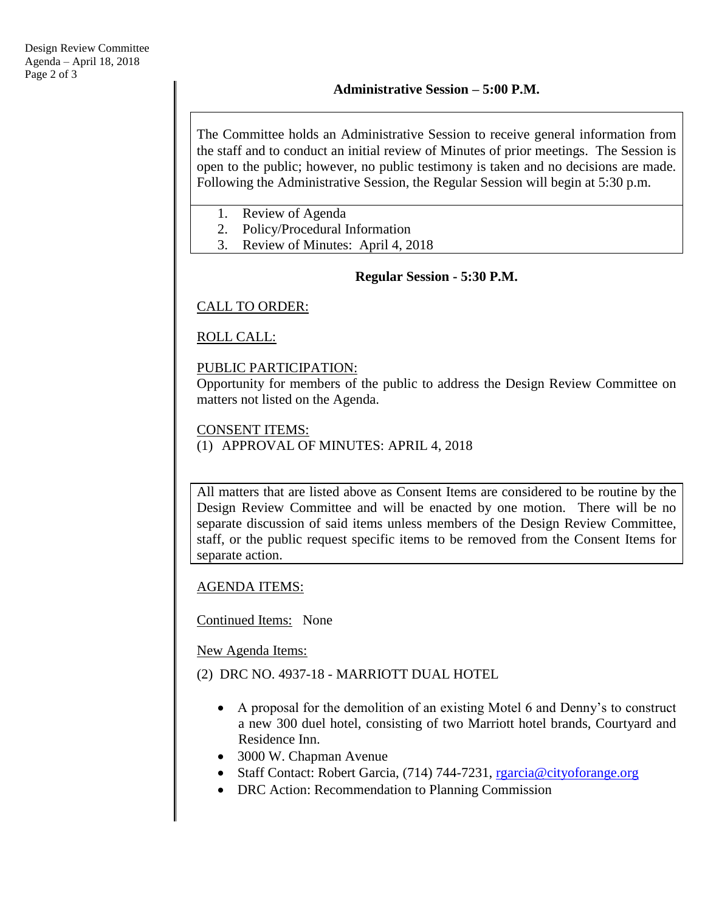## Administrative Session – 5:00 P.M.

The Committee holds an Administrative Session to receive general information from the staff and to conduct an initial review of Minutes of prior meetings. The Session is open to the public; however, no public testimony is taken and no decisions are made. Following the Administrative Session, the Regular Session will begin at 5:30 p.m.

1. Review of Agenda
2. Policy/Procedural Information
3. Review of Minutes: April 4, 2018

## Regular Session - 5:30 P.M.

CALL TO ORDER:

ROLL CALL:

PUBLIC PARTICIPATION:
Opportunity for members of the public to address the Design Review Committee on matters not listed on the Agenda.

CONSENT ITEMS:
(1) APPROVAL OF MINUTES: APRIL 4, 2018

All matters that are listed above as Consent Items are considered to be routine by the Design Review Committee and will be enacted by one motion. There will be no separate discussion of said items unless members of the Design Review Committee, staff, or the public request specific items to be removed from the Consent Items for separate action.

AGENDA ITEMS:

Continued Items: None

New Agenda Items:

(2) DRC NO. 4937-18 - MARRIOTT DUAL HOTEL

- A proposal for the demolition of an existing Motel 6 and Denny's to construct a new 300 duel hotel, consisting of two Marriott hotel brands, Courtyard and Residence Inn.
- 3000 W. Chapman Avenue
- Staff Contact: Robert Garcia, (714) 744-7231, rgarcia@cityoforange.org
- DRC Action: Recommendation to Planning Commission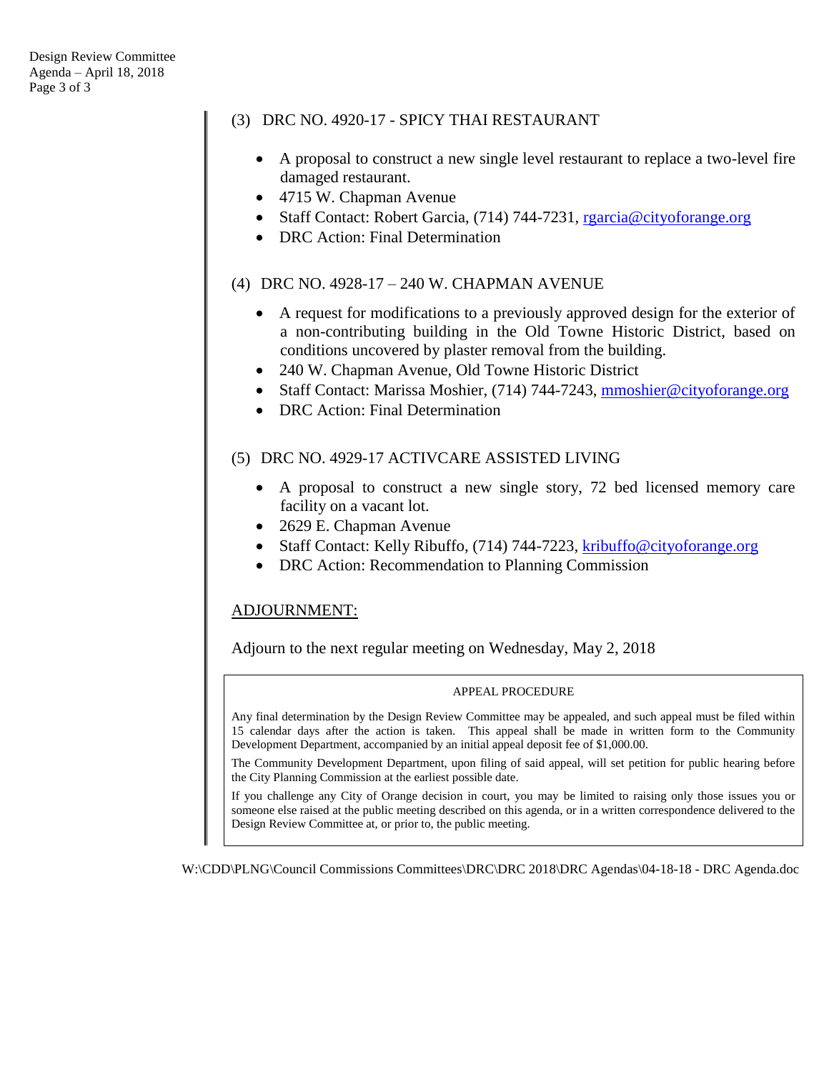(3) DRC NO. 4920-17 - SPICY THAI RESTAURANT

- A proposal to construct a new single level restaurant to replace a two-level fire damaged restaurant.
- 4715 W. Chapman Avenue
- Staff Contact: Robert Garcia, (714) 744-7231, rgarcia@cityoforange.org
- DRC Action: Final Determination

(4) DRC NO. 4928-17 – 240 W. CHAPMAN AVENUE

- A request for modifications to a previously approved design for the exterior of a non-contributing building in the Old Towne Historic District, based on conditions uncovered by plaster removal from the building.
- 240 W. Chapman Avenue, Old Towne Historic District
- Staff Contact: Marissa Moshier, (714) 744-7243, mmoshier@cityoforange.org
- DRC Action: Final Determination

(5) DRC NO. 4929-17 ACTIVCARE ASSISTED LIVING

- A proposal to construct a new single story, 72 bed licensed memory care facility on a vacant lot.
- 2629 E. Chapman Avenue
- Staff Contact: Kelly Ribuffo, (714) 744-7223, kribuffo@cityoforange.org
- DRC Action: Recommendation to Planning Commission

ADJOURNMENT:

Adjourn to the next regular meeting on Wednesday, May 2, 2018

APPEAL PROCEDURE

Any final determination by the Design Review Committee may be appealed, and such appeal must be filed within 15 calendar days after the action is taken. This appeal shall be made in written form to the Community Development Department, accompanied by an initial appeal deposit fee of $1,000.00.

The Community Development Department, upon filing of said appeal, will set petition for public hearing before the City Planning Commission at the earliest possible date.

If you challenge any City of Orange decision in court, you may be limited to raising only those issues you or someone else raised at the public meeting described on this agenda, or in a written correspondence delivered to the Design Review Committee at, or prior to, the public meeting.

W:\CDD\PLNG\Council Commissions Committees\DRC\DRC 2018\DRC Agendas\04-18-18 - DRC Agenda.doc